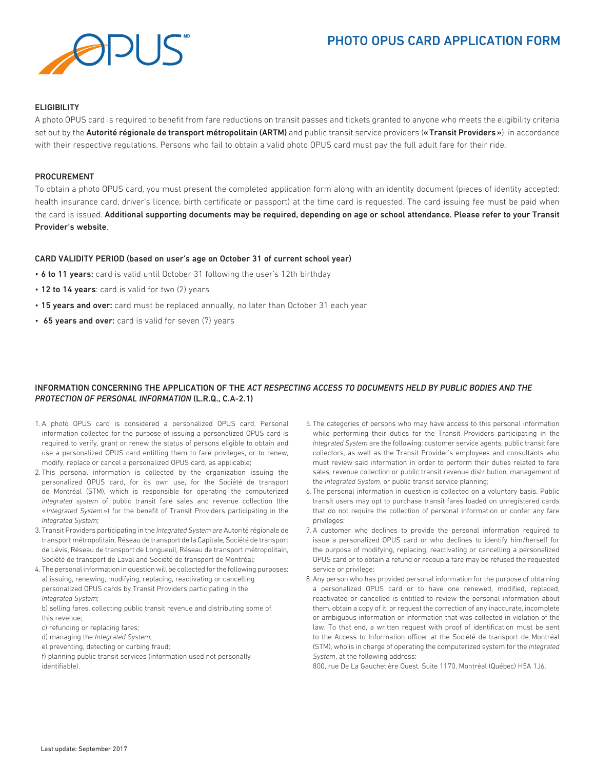# PHOTO OPUS CARD APPLICATION FORM

## ELIGIBILITY

A photo OPUS card is required to benefit from fare reductions on transit passes and tickets granted to anyone who meets the eligibility criteria set out by the **Autorité régionale de transport métropolitain (ARTM)** and public transit service providers (**« Transit Providers »**), in accordance with their respective regulations. Persons who fail to obtain a valid photo OPUS card must pay the full adult fare for their ride.

## PROCUREMENT

To obtain a photo OPUS card, you must present the completed application form along with an identity document (pieces of identity accepted: health insurance card, driver's licence, birth certificate or passport) at the time card is requested. The card issuing fee must be paid when the card is issued. **Additional supporting documents may be required, depending on age or school attendance. Please refer to your Transit Provider's website**.

## CARD VALIDITY PERIOD (based on user's age on October 31 of current school year)

- **6 to 11 years:** card is valid until October 31 following the user's 12th birthday
- **12 to 14 years**: card is valid for two (2) years
- **15 years and over:** card must be replaced annually, no later than October 31 each year
- **65 years and over:** card is valid for seven (7) years

## INFORMATION CONCERNING THE APPLICATION OF THE *ACT RESPECTING ACCESS TO DOCUMENTS HELD BY PUBLIC BODIES AND THE PROTECTION OF PERSONAL INFORMATION* (L.R.Q., C.A-2.1)

1. A photo OPUS card is considered a personalized OPUS card. Personal information collected for the purpose of issuing a personalized OPUS card is required to verify, grant or renew the status of persons eligible to obtain and use a personalized OPUS card entitling them to fare privileges, or to renew, modify, replace or cancel a personalized OPUS card, as applicable;
2. This personal information is collected by the organization issuing the personalized OPUS card, for its own use, for the Société de transport de Montréal (STM), which is responsible for operating the computerized *integrated system* of public transit fare sales and revenue collection (the «*Integrated System*») for the benefit of Transit Providers participating in the *Integrated System*;
3. Transit Providers participating in the *Integrated System are* Autorité régionale de transport métropolitain, Réseau de transport de la Capitale, Société de transport de Lévis, Réseau de transport de Longueuil, Réseau de transport métropolitain, Société de transport de Laval and Société de transport de Montréal;
4. The personal information in question will be collected for the following purposes:
   a) issuing, renewing, modifying, replacing, reactivating or cancelling personalized OPUS cards by Transit Providers participating in the *Integrated System*;
   b) selling fares, collecting public transit revenue and distributing some of this revenue;
   c) refunding or replacing fares;
   d) managing the *Integrated System*;
   e) preventing, detecting or curbing fraud;
   f) planning public transit services (information used not personally identifiable).
5. The categories of persons who may have access to this personal information while performing their duties for the Transit Providers participating in the *Integrated System* are the following: customer service agents, public transit fare collectors, as well as the Transit Provider's employees and consultants who must review said information in order to perform their duties related to fare sales, revenue collection or public transit revenue distribution, management of the *Integrated System*, or public transit service planning;
6. The personal information in question is collected on a voluntary basis. Public transit users may opt to purchase transit fares loaded on unregistered cards that do not require the collection of personal information or confer any fare privileges;
7. A customer who declines to provide the personal information required to issue a personalized OPUS card or who declines to identify him/herself for the purpose of modifying, replacing, reactivating or cancelling a personalized OPUS card or to obtain a refund or recoup a fare may be refused the requested service or privilege;
8. Any person who has provided personal information for the purpose of obtaining a personalized OPUS card or to have one renewed, modified, replaced, reactivated or cancelled is entitled to review the personal information about them, obtain a copy of it, or request the correction of any inaccurate, incomplete or ambiguous information or information that was collected in violation of the law. To that end, a written request with proof of identification must be sent to the Access to Information officer at the Société de transport de Montréal (STM), who is in charge of operating the computerized system for the *Integrated System*, at the following address:
   800, rue De La Gauchetière Ouest, Suite 1170, Montréal (Québec) H5A 1J6.

Last update: September 2017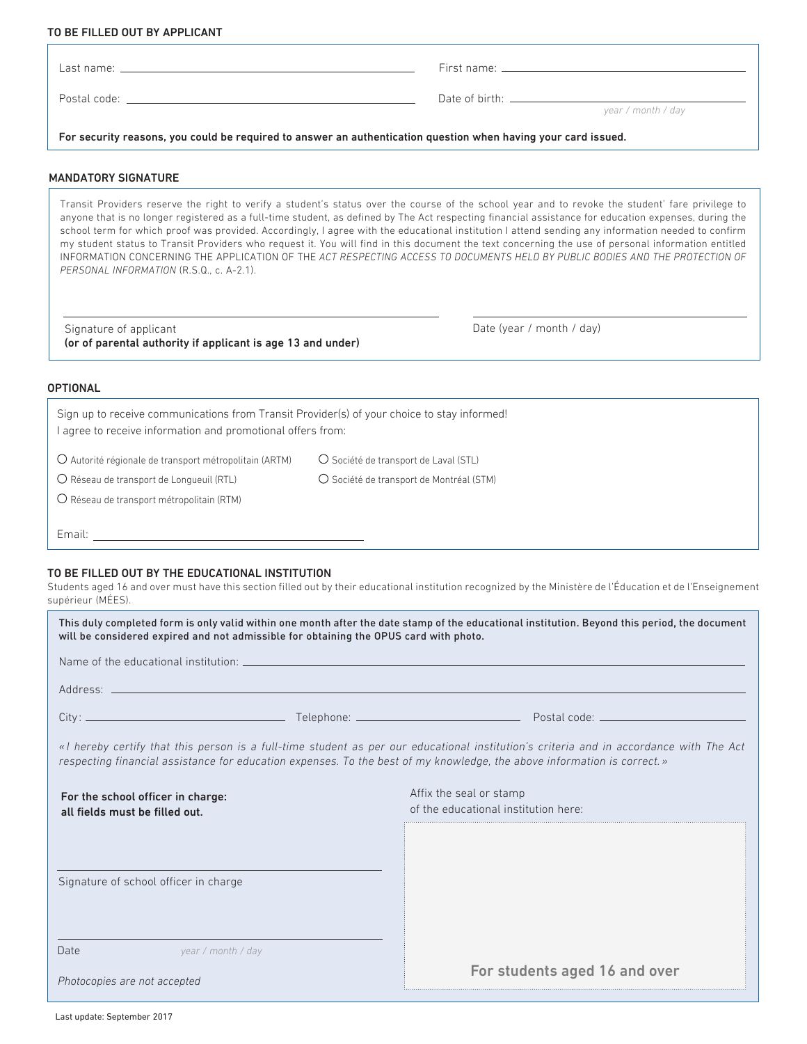## TO BE FILLED OUT BY APPLICANT

Last name: ______________________________ First name: ______________________________

Postal code: ______________________________ Date of birth: ______________________________ *year / month / day*

**For security reasons, you could be required to answer an authentication question when having your card issued.**

## MANDATORY SIGNATURE

Transit Providers reserve the right to verify a student's status over the course of the school year and to revoke the student' fare privilege to anyone that is no longer registered as a full-time student, as defined by The Act respecting financial assistance for education expenses, during the school term for which proof was provided. Accordingly, I agree with the educational institution I attend sending any information needed to confirm my student status to Transit Providers who request it. You will find in this document the text concerning the use of personal information entitled INFORMATION CONCERNING THE APPLICATION OF THE *ACT RESPECTING ACCESS TO DOCUMENTS HELD BY PUBLIC BODIES AND THE PROTECTION OF PERSONAL INFORMATION* (R.S.Q., c. A-2.1).

______________________________
Signature of applicant
**(or of parental authority if applicant is age 13 and under)**

______________________________
Date (year / month / day)

## OPTIONAL

Sign up to receive communications from Transit Provider(s) of your choice to stay informed!
I agree to receive information and promotional offers from:

- ○ Autorité régionale de transport métropolitain (ARTM)
- ○ Société de transport de Laval (STL)
- ○ Réseau de transport de Longueuil (RTL)
- ○ Société de transport de Montréal (STM)
- ○ Réseau de transport métropolitain (RTM)

Email: ______________________________

## TO BE FILLED OUT BY THE EDUCATIONAL INSTITUTION

Students aged 16 and over must have this section filled out by their educational institution recognized by the Ministère de l'Éducation et de l'Enseignement supérieur (MÉES).

**This duly completed form is only valid within one month after the date stamp of the educational institution. Beyond this period, the document will be considered expired and not admissible for obtaining the OPUS card with photo.**

Name of the educational institution: ______________________________

Address: ______________________________

City: ______________________________ Telephone: ______________________________ Postal code: ______________________________

*«I hereby certify that this person is a full-time student as per our educational institution's criteria and in accordance with The Act respecting financial assistance for education expenses. To the best of my knowledge, the above information is correct.»*

**For the school officer in charge: all fields must be filled out.**

______________________________
Signature of school officer in charge

______________________________
Date *year / month / day*

*Photocopies are not accepted*

Affix the seal or stamp of the educational institution here:

**For students aged 16 and over**

Last update: September 2017